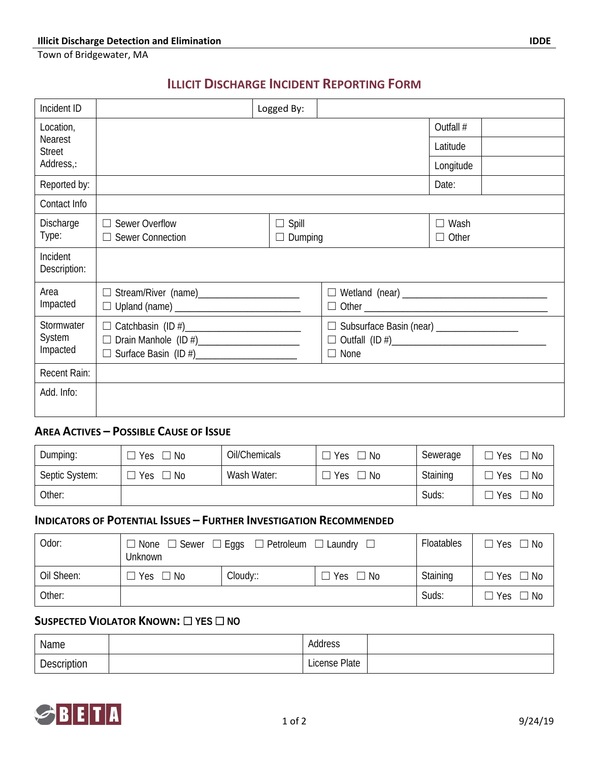Town of Bridgewater, MA

# Illicit Discharge Incident Reporting Form

| Incident ID | | Logged By: | | |
|---|---|---|---|---|
| Location, Nearest Street Address,: | | | Outfall # | |
| | | | Latitude | |
| | | | Longitude | |
| Reported by: | | | Date: | |
| Contact Info | | | | |
| Discharge Type: | ☐ Sewer Overflow<br>☐ Sewer Connection | ☐ Spill<br>☐ Dumping | ☐ Wash<br>☐ Other | |
| Incident Description: | | | | |
| Area Impacted | ☐ Stream/River (name)____________________<br>☐ Upland (name) _________________________ | ☐ Wetland (near) ______________________________<br>☐ Other ______________________________________ | | |
| Stormwater System Impacted | ☐ Catchbasin (ID #)______________________<br>☐ Drain Manhole (ID #)____________________<br>☐ Surface Basin (ID #)____________________ | ☐ Subsurface Basin (near) _________________<br>☐ Outfall (ID #)_______________________________<br>☐ None | | |
| Recent Rain: | | | | |
| Add. Info: | | | | |

## Area Actives – Possible Cause of Issue

| Dumping: | ☐ Yes ☐ No | Oil/Chemicals | ☐ Yes ☐ No | Sewerage | ☐ Yes ☐ No |
|---|---|---|---|---|---|
| Septic System: | ☐ Yes ☐ No | Wash Water: | ☐ Yes ☐ No | Staining | ☐ Yes ☐ No |
| Other: | | | | Suds: | ☐ Yes ☐ No |

## Indicators of Potential Issues – Further Investigation Recommended

| Odor: | ☐ None ☐ Sewer ☐ Eggs ☐ Petroleum ☐ Laundry ☐ Unknown | | | Floatables | ☐ Yes ☐ No |
|---|---|---|---|---|---|
| Oil Sheen: | ☐ Yes ☐ No | Cloudy:: | ☐ Yes ☐ No | Staining | ☐ Yes ☐ No |
| Other: | | | | Suds: | ☐ Yes ☐ No |

## Suspected Violator Known: ☐ YES ☐ NO

| Name | | Address | |
|---|---|---|---|
| Description | | License Plate | |

9/24/19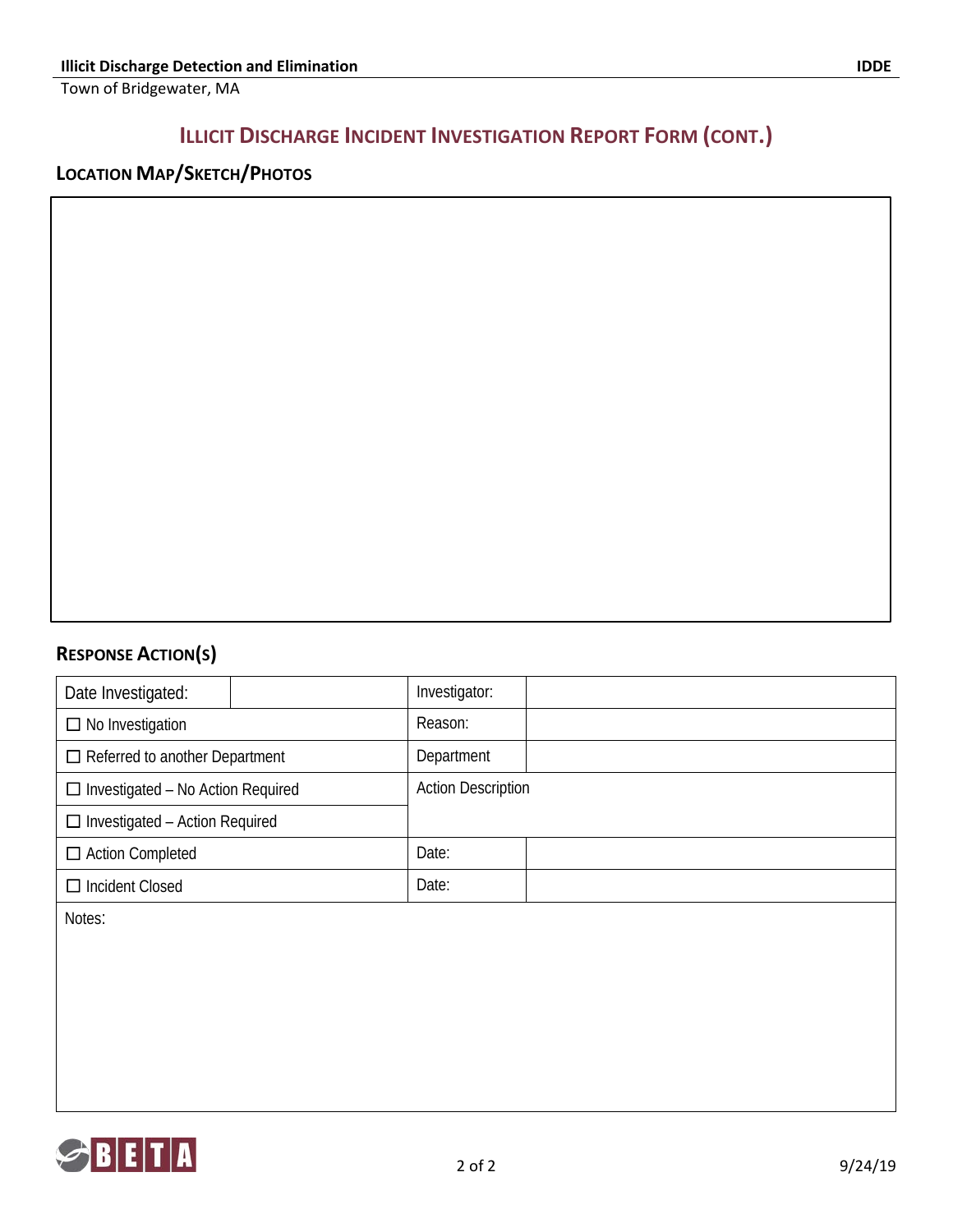# Illicit Discharge Incident Investigation Report Form (cont.)

## Location Map/Sketch/Photos

## Response Action(s)

| | | | |
|---|---|---|---|
| Date Investigated: | | Investigator: | |
| ☐ No Investigation | | Reason: | |
| ☐ Referred to another Department | | Department | |
| ☐ Investigated – No Action Required | | Action Description | |
| ☐ Investigated – Action Required | | | |
| ☐ Action Completed | | Date: | |
| ☐ Incident Closed | | Date: | |
| Notes: | | | |